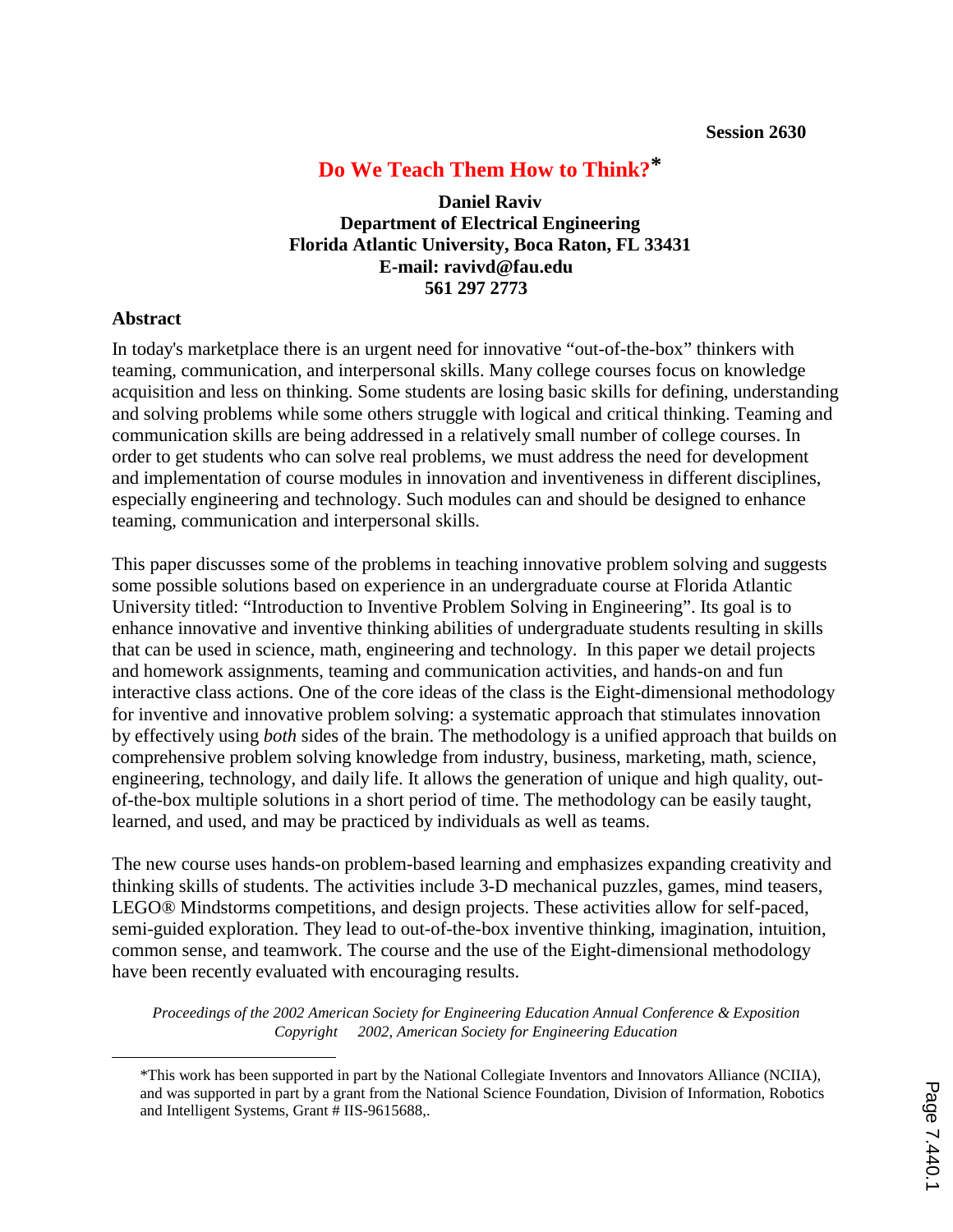Session 2630

# Do We Teach Them How to Think?*

**Daniel Raviv**
**Department of Electrical Engineering**
**Florida Atlantic University, Boca Raton, FL 33431**
**E-mail: ravivd@fau.edu**
**561 297 2773**

## Abstract

In today's marketplace there is an urgent need for innovative "out-of-the-box" thinkers with teaming, communication, and interpersonal skills. Many college courses focus on knowledge acquisition and less on thinking. Some students are losing basic skills for defining, understanding and solving problems while some others struggle with logical and critical thinking. Teaming and communication skills are being addressed in a relatively small number of college courses. In order to get students who can solve real problems, we must address the need for development and implementation of course modules in innovation and inventiveness in different disciplines, especially engineering and technology. Such modules can and should be designed to enhance teaming, communication and interpersonal skills.

This paper discusses some of the problems in teaching innovative problem solving and suggests some possible solutions based on experience in an undergraduate course at Florida Atlantic University titled: "Introduction to Inventive Problem Solving in Engineering". Its goal is to enhance innovative and inventive thinking abilities of undergraduate students resulting in skills that can be used in science, math, engineering and technology. In this paper we detail projects and homework assignments, teaming and communication activities, and hands-on and fun interactive class actions. One of the core ideas of the class is the Eight-dimensional methodology for inventive and innovative problem solving: a systematic approach that stimulates innovation by effectively using *both* sides of the brain. The methodology is a unified approach that builds on comprehensive problem solving knowledge from industry, business, marketing, math, science, engineering, technology, and daily life. It allows the generation of unique and high quality, out-of-the-box multiple solutions in a short period of time. The methodology can be easily taught, learned, and used, and may be practiced by individuals as well as teams.

The new course uses hands-on problem-based learning and emphasizes expanding creativity and thinking skills of students. The activities include 3-D mechanical puzzles, games, mind teasers, LEGO® Mindstorms competitions, and design projects. These activities allow for self-paced, semi-guided exploration. They lead to out-of-the-box inventive thinking, imagination, intuition, common sense, and teamwork. The course and the use of the Eight-dimensional methodology have been recently evaluated with encouraging results.

*This work has been supported in part by the National Collegiate Inventors and Innovators Alliance (NCIIA), and was supported in part by a grant from the National Science Foundation, Division of Information, Robotics and Intelligent Systems, Grant # IIS-9615688,.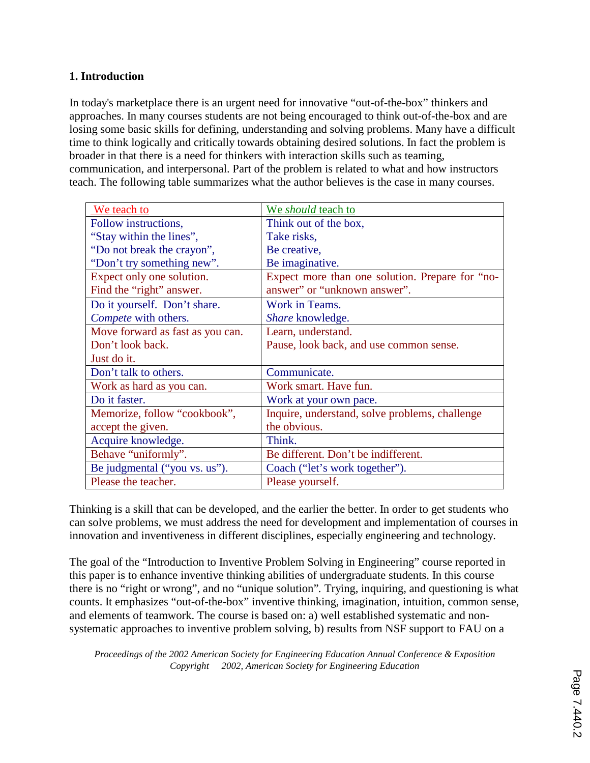## 1. Introduction

In today's marketplace there is an urgent need for innovative "out-of-the-box" thinkers and approaches. In many courses students are not being encouraged to think out-of-the-box and are losing some basic skills for defining, understanding and solving problems. Many have a difficult time to think logically and critically towards obtaining desired solutions. In fact the problem is broader in that there is a need for thinkers with interaction skills such as teaming, communication, and interpersonal. Part of the problem is related to what and how instructors teach. The following table summarizes what the author believes is the case in many courses.

| We teach to | We *should* teach to |
|---|---|
| Follow instructions, "Stay within the lines", "Do not break the crayon", "Don't try something new". | Think out of the box, Take risks, Be creative, Be imaginative. |
| Expect only one solution. Find the "right" answer. | Expect more than one solution. Prepare for "no-answer" or "unknown answer". |
| Do it yourself. Don't share. *Compete* with others. | Work in Teams. *Share* knowledge. |
| Move forward as fast as you can. Don't look back. Just do it. | Learn, understand. Pause, look back, and use common sense. |
| Don't talk to others. | Communicate. |
| Work as hard as you can. | Work smart. Have fun. |
| Do it faster. | Work at your own pace. |
| Memorize, follow "cookbook", accept the given. | Inquire, understand, solve problems, challenge the obvious. |
| Acquire knowledge. | Think. |
| Behave "uniformly". | Be different. Don't be indifferent. |
| Be judgmental ("you vs. us"). | Coach ("let's work together"). |
| Please the teacher. | Please yourself. |

Thinking is a skill that can be developed, and the earlier the better. In order to get students who can solve problems, we must address the need for development and implementation of courses in innovation and inventiveness in different disciplines, especially engineering and technology.

The goal of the "Introduction to Inventive Problem Solving in Engineering" course reported in this paper is to enhance inventive thinking abilities of undergraduate students. In this course there is no "right or wrong", and no "unique solution". Trying, inquiring, and questioning is what counts. It emphasizes "out-of-the-box" inventive thinking, imagination, intuition, common sense, and elements of teamwork. The course is based on: a) well established systematic and non-systematic approaches to inventive problem solving, b) results from NSF support to FAU on a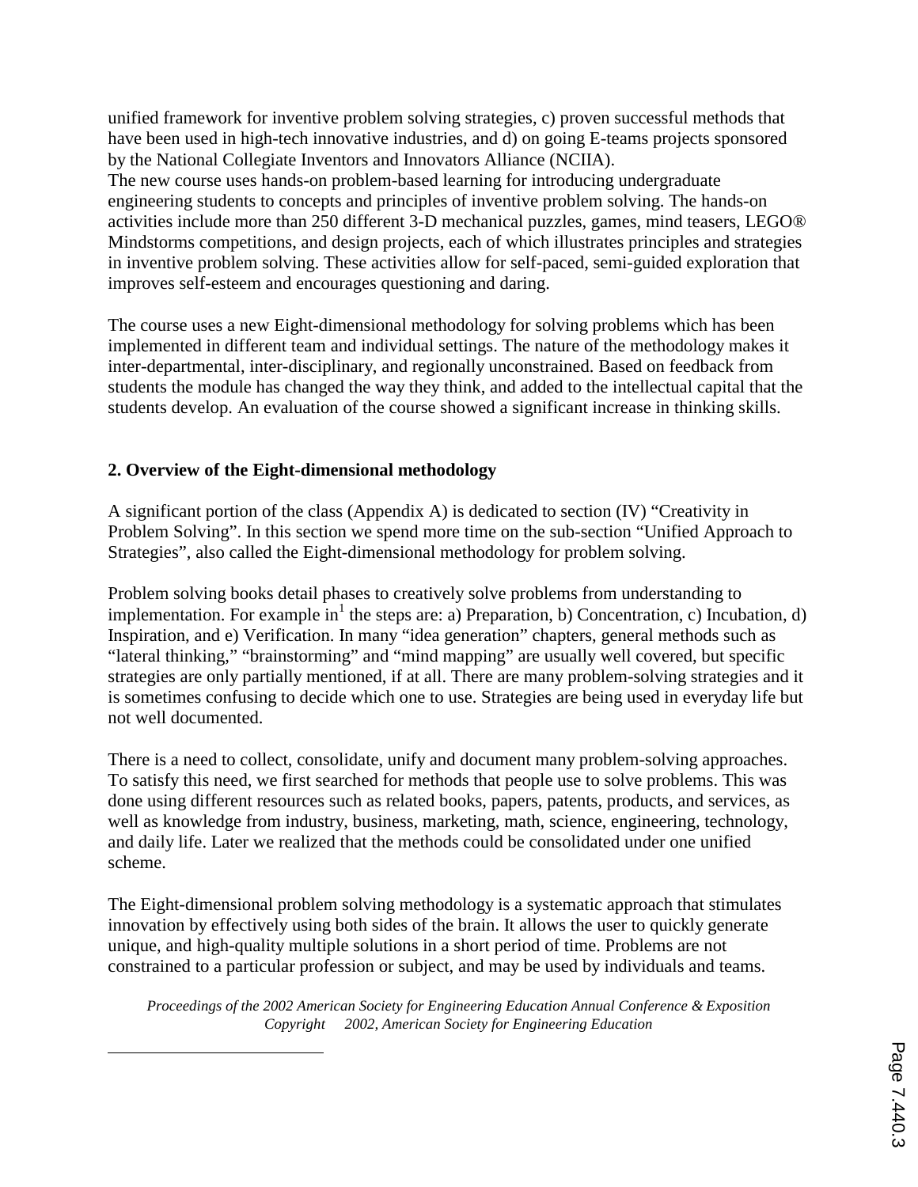unified framework for inventive problem solving strategies, c) proven successful methods that have been used in high-tech innovative industries, and d) on going E-teams projects sponsored by the National Collegiate Inventors and Innovators Alliance (NCIIA).
The new course uses hands-on problem-based learning for introducing undergraduate engineering students to concepts and principles of inventive problem solving. The hands-on activities include more than 250 different 3-D mechanical puzzles, games, mind teasers, LEGO® Mindstorms competitions, and design projects, each of which illustrates principles and strategies in inventive problem solving. These activities allow for self-paced, semi-guided exploration that improves self-esteem and encourages questioning and daring.

The course uses a new Eight-dimensional methodology for solving problems which has been implemented in different team and individual settings. The nature of the methodology makes it inter-departmental, inter-disciplinary, and regionally unconstrained. Based on feedback from students the module has changed the way they think, and added to the intellectual capital that the students develop. An evaluation of the course showed a significant increase in thinking skills.

## 2. Overview of the Eight-dimensional methodology

A significant portion of the class (Appendix A) is dedicated to section (IV) "Creativity in Problem Solving". In this section we spend more time on the sub-section "Unified Approach to Strategies", also called the Eight-dimensional methodology for problem solving.

Problem solving books detail phases to creatively solve problems from understanding to implementation. For example in[1] the steps are: a) Preparation, b) Concentration, c) Incubation, d) Inspiration, and e) Verification. In many "idea generation" chapters, general methods such as "lateral thinking," "brainstorming" and "mind mapping" are usually well covered, but specific strategies are only partially mentioned, if at all. There are many problem-solving strategies and it is sometimes confusing to decide which one to use. Strategies are being used in everyday life but not well documented.

There is a need to collect, consolidate, unify and document many problem-solving approaches. To satisfy this need, we first searched for methods that people use to solve problems. This was done using different resources such as related books, papers, patents, products, and services, as well as knowledge from industry, business, marketing, math, science, engineering, technology, and daily life. Later we realized that the methods could be consolidated under one unified scheme.

The Eight-dimensional problem solving methodology is a systematic approach that stimulates innovation by effectively using both sides of the brain. It allows the user to quickly generate unique, and high-quality multiple solutions in a short period of time. Problems are not constrained to a particular profession or subject, and may be used by individuals and teams.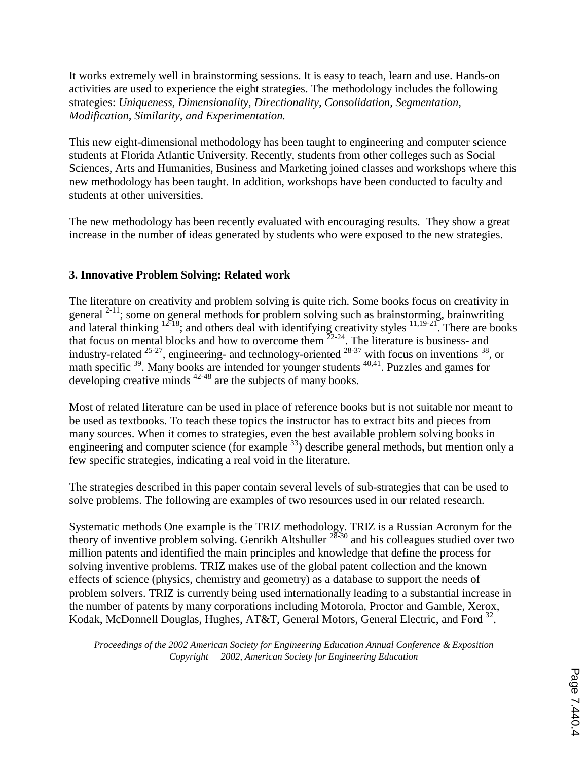It works extremely well in brainstorming sessions. It is easy to teach, learn and use. Hands-on activities are used to experience the eight strategies. The methodology includes the following strategies: *Uniqueness, Dimensionality, Directionality, Consolidation, Segmentation, Modification, Similarity, and Experimentation.*

This new eight-dimensional methodology has been taught to engineering and computer science students at Florida Atlantic University. Recently, students from other colleges such as Social Sciences, Arts and Humanities, Business and Marketing joined classes and workshops where this new methodology has been taught. In addition, workshops have been conducted to faculty and students at other universities.

The new methodology has been recently evaluated with encouraging results. They show a great increase in the number of ideas generated by students who were exposed to the new strategies.

## 3. Innovative Problem Solving: Related work

The literature on creativity and problem solving is quite rich. Some books focus on creativity in general [2-11]; some on general methods for problem solving such as brainstorming, brainwriting and lateral thinking [12-18]; and others deal with identifying creativity styles [11,19-21]. There are books that focus on mental blocks and how to overcome them [22-24]. The literature is business- and industry-related [25-27], engineering- and technology-oriented [28-37] with focus on inventions [38], or math specific [39]. Many books are intended for younger students [40,41]. Puzzles and games for developing creative minds [42-48] are the subjects of many books.

Most of related literature can be used in place of reference books but is not suitable nor meant to be used as textbooks. To teach these topics the instructor has to extract bits and pieces from many sources. When it comes to strategies, even the best available problem solving books in engineering and computer science (for example [33]) describe general methods, but mention only a few specific strategies, indicating a real void in the literature.

The strategies described in this paper contain several levels of sub-strategies that can be used to solve problems. The following are examples of two resources used in our related research.

Systematic methods One example is the TRIZ methodology. TRIZ is a Russian Acronym for the theory of inventive problem solving. Genrikh Altshuller [28-30] and his colleagues studied over two million patents and identified the main principles and knowledge that define the process for solving inventive problems. TRIZ makes use of the global patent collection and the known effects of science (physics, chemistry and geometry) as a database to support the needs of problem solvers. TRIZ is currently being used internationally leading to a substantial increase in the number of patents by many corporations including Motorola, Proctor and Gamble, Xerox, Kodak, McDonnell Douglas, Hughes, AT&T, General Motors, General Electric, and Ford [32].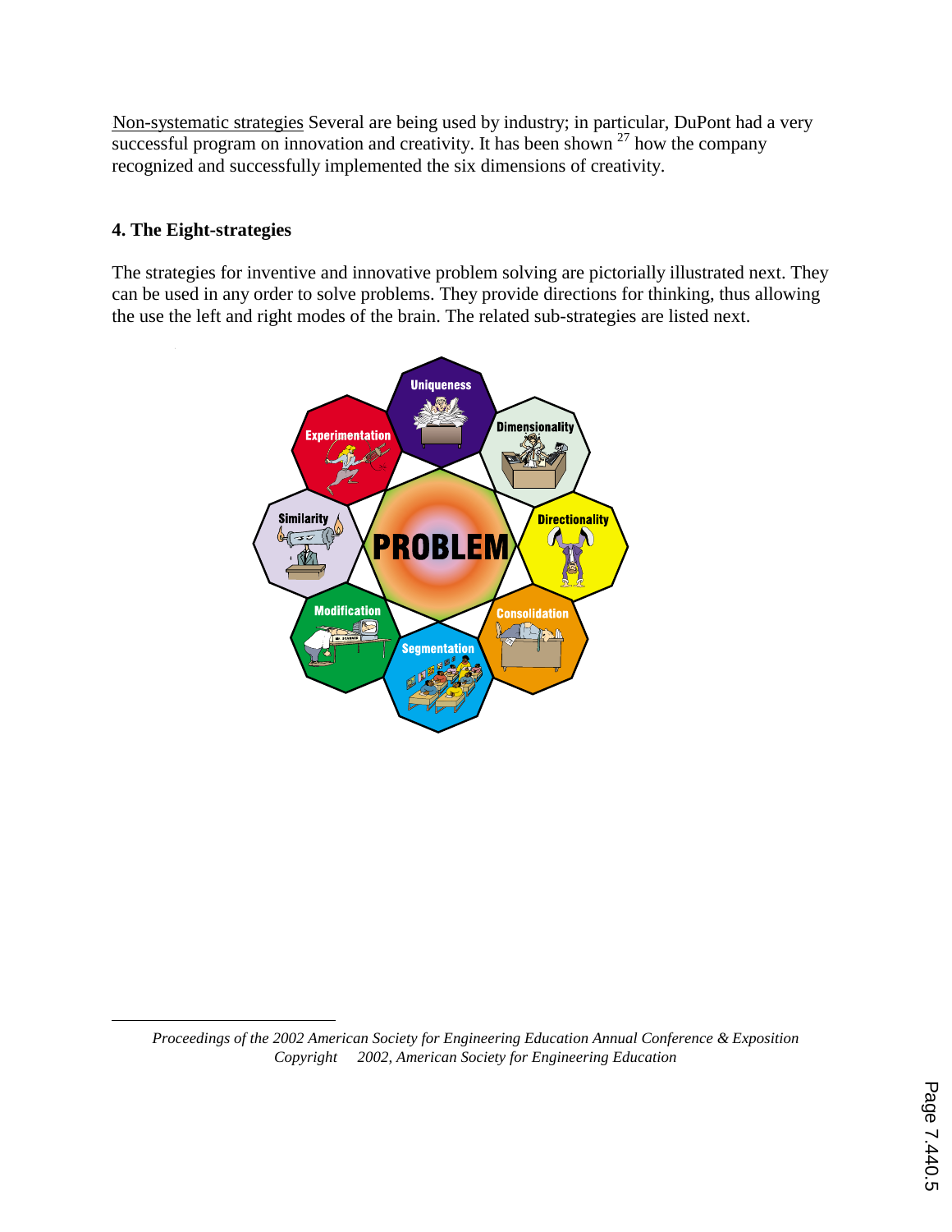Non-systematic strategies Several are being used by industry; in particular, DuPont had a very successful program on innovation and creativity. It has been shown [27] how the company recognized and successfully implemented the six dimensions of creativity.

**4. The Eight-strategies**

The strategies for inventive and innovative problem solving are pictorially illustrated next. They can be used in any order to solve problems. They provide directions for thinking, thus allowing the use the left and right modes of the brain. The related sub-strategies are listed next.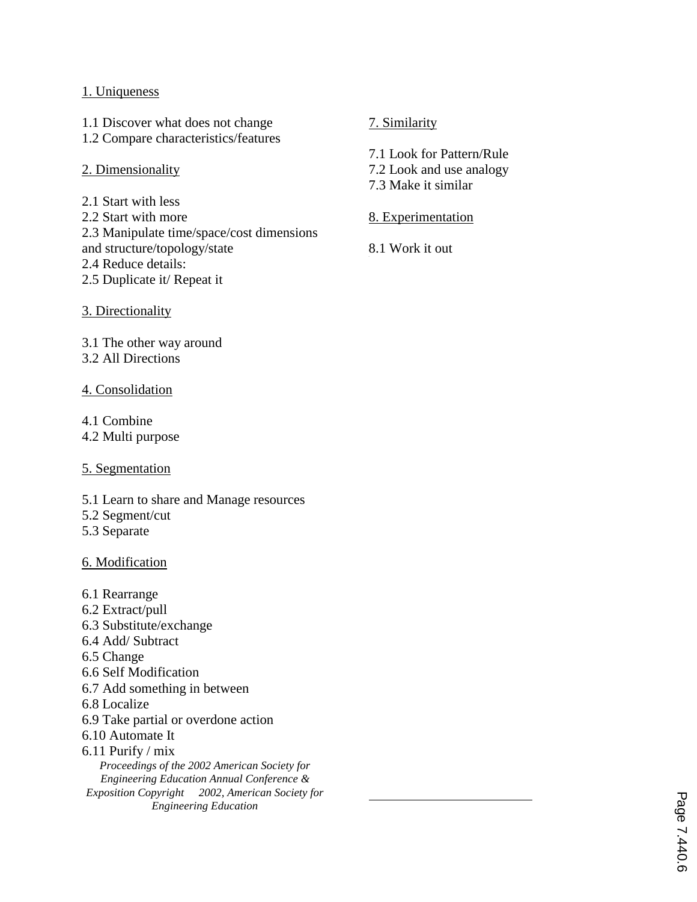1. Uniqueness

1.1 Discover what does not change
1.2 Compare characteristics/features

2. Dimensionality

2.1 Start with less
2.2 Start with more
2.3 Manipulate time/space/cost dimensions and structure/topology/state
2.4 Reduce details:
2.5 Duplicate it/ Repeat it

3. Directionality

3.1 The other way around
3.2 All Directions

4. Consolidation

4.1 Combine
4.2 Multi purpose

5. Segmentation

5.1 Learn to share and Manage resources
5.2 Segment/cut
5.3 Separate

6. Modification

6.1 Rearrange
6.2 Extract/pull
6.3 Substitute/exchange
6.4 Add/ Subtract
6.5 Change
6.6 Self Modification
6.7 Add something in between
6.8 Localize
6.9 Take partial or overdone action
6.10 Automate It
6.11 Purify / mix

7. Similarity

7.1 Look for Pattern/Rule
7.2 Look and use analogy
7.3 Make it similar

8. Experimentation

8.1 Work it out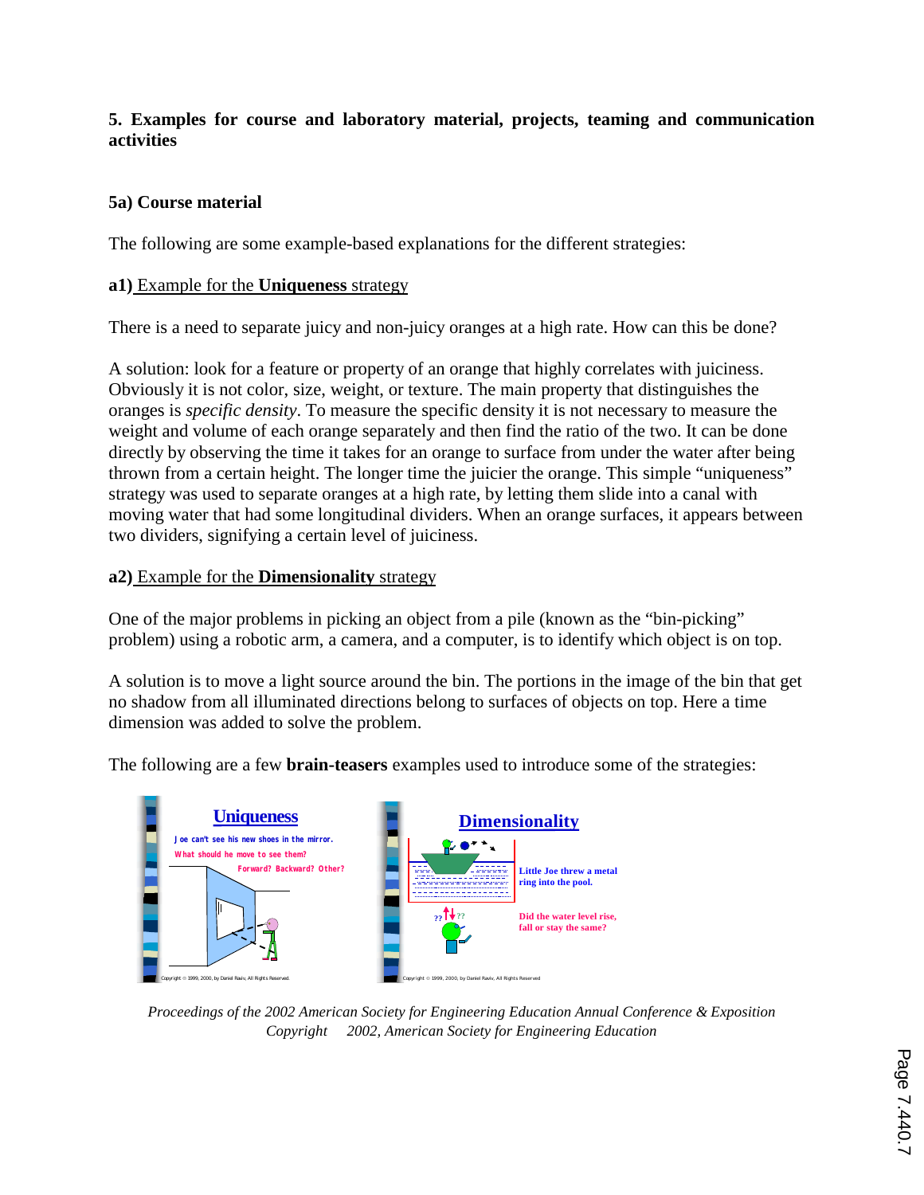**5. Examples for course and laboratory material, projects, teaming and communication activities**

**5a) Course material**

The following are some example-based explanations for the different strategies:

**a1)** Example for the **Uniqueness** strategy

There is a need to separate juicy and non-juicy oranges at a high rate. How can this be done?

A solution: look for a feature or property of an orange that highly correlates with juiciness. Obviously it is not color, size, weight, or texture. The main property that distinguishes the oranges is *specific density*. To measure the specific density it is not necessary to measure the weight and volume of each orange separately and then find the ratio of the two. It can be done directly by observing the time it takes for an orange to surface from under the water after being thrown from a certain height. The longer time the juicier the orange. This simple "uniqueness" strategy was used to separate oranges at a high rate, by letting them slide into a canal with moving water that had some longitudinal dividers. When an orange surfaces, it appears between two dividers, signifying a certain level of juiciness.

**a2)** Example for the **Dimensionality** strategy

One of the major problems in picking an object from a pile (known as the "bin-picking" problem) using a robotic arm, a camera, and a computer, is to identify which object is on top.

A solution is to move a light source around the bin. The portions in the image of the bin that get no shadow from all illuminated directions belong to surfaces of objects on top. Here a time dimension was added to solve the problem.

The following are a few **brain-teasers** examples used to introduce some of the strategies: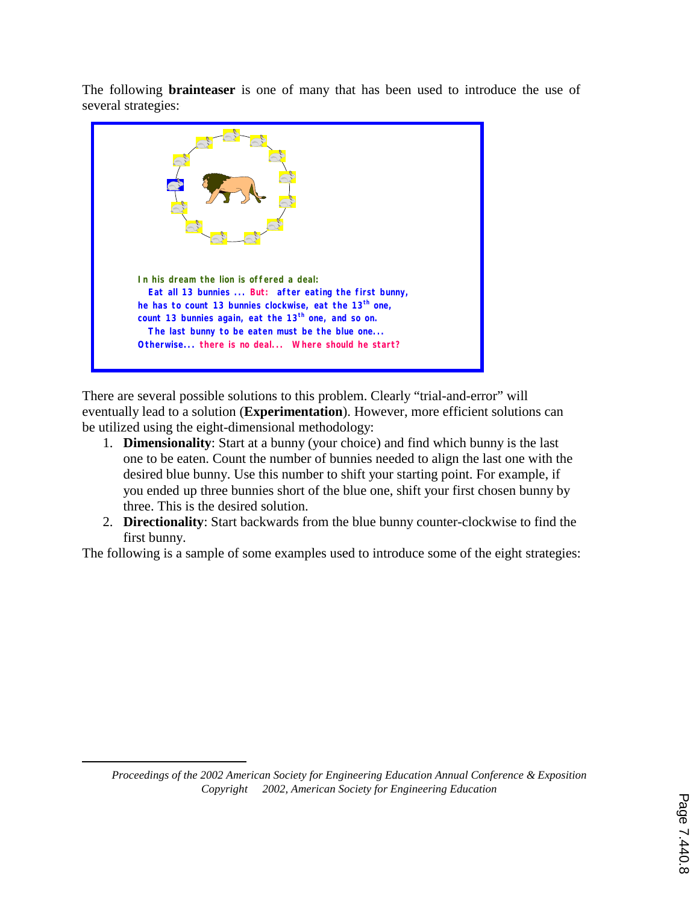The following **brainteaser** is one of many that has been used to introduce the use of several strategies:

In his dream the lion is offered a deal:
Eat all 13 bunnies ... But: after eating the first bunny,
he has to count 13 bunnies clockwise, eat the 13th one,
count 13 bunnies again, eat the 13th one, and so on.
The last bunny to be eaten must be the blue one...
Otherwise... there is no deal... Where should he start?

There are several possible solutions to this problem. Clearly "trial-and-error" will eventually lead to a solution (**Experimentation**). However, more efficient solutions can be utilized using the eight-dimensional methodology:

1. **Dimensionality**: Start at a bunny (your choice) and find which bunny is the last one to be eaten. Count the number of bunnies needed to align the last one with the desired blue bunny. Use this number to shift your starting point. For example, if you ended up three bunnies short of the blue one, shift your first chosen bunny by three. This is the desired solution.
2. **Directionality**: Start backwards from the blue bunny counter-clockwise to find the first bunny.

The following is a sample of some examples used to introduce some of the eight strategies: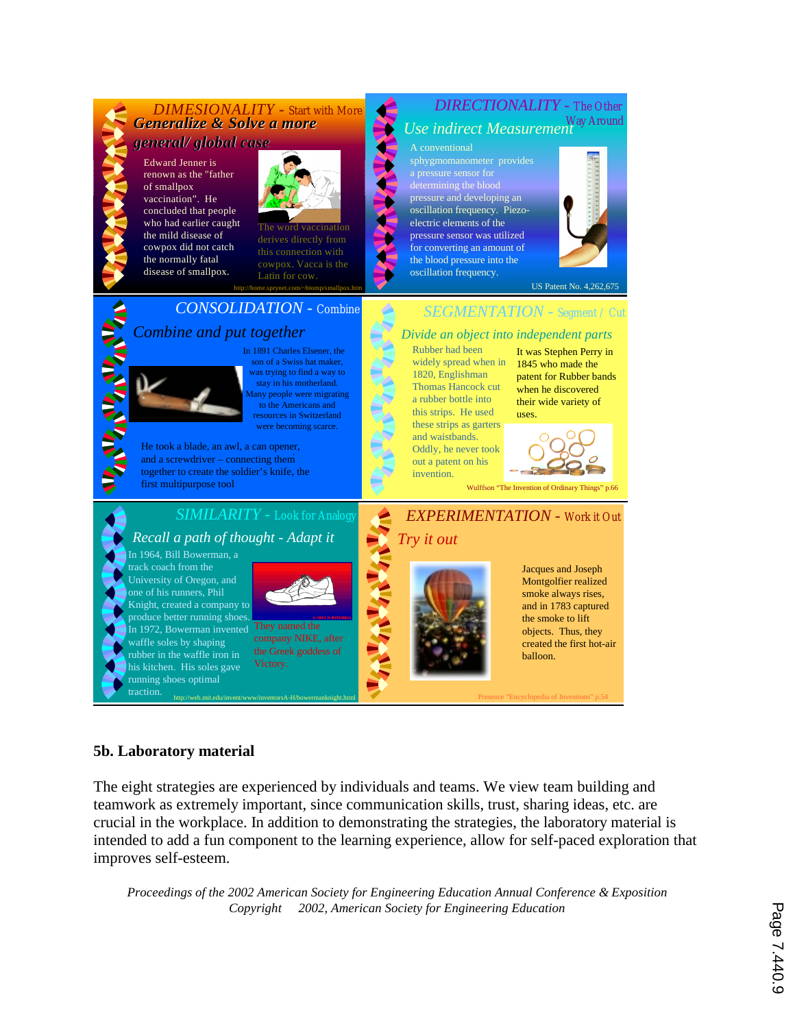**DIMESIONALITY** - Start with More

*Generalize & Solve a more general/ global case*

Edward Jenner is renown as the "father of smallpox vaccination". He concluded that people who had earlier caught the mild disease of cowpox did not catch the normally fatal disease of smallpox.

The word vaccination derives directly from this connection with cowpox. Vacca is the Latin for cow.

http://home.sprynet.com/~btomp/smallpox.htm

**DIRECTIONALITY** - The Other Way Around

*Use indirect Measurement*

A conventional sphygmomanometer provides a pressure sensor for determining the blood pressure and developing an oscillation frequency. Piezo-electric elements of the pressure sensor was utilized for converting an amount of the blood pressure into the oscillation frequency.

US Patent No. 4,262,675

**CONSOLIDATION** - Combine

*Combine and put together*

In 1891 Charles Elsener, the son of a Swiss hat maker, was trying to find a way to stay in his motherland. Many people were migrating to the Americans and resources in Switzerland were becoming scarce.

He took a blade, an awl, a can opener, and a screwdriver – connecting them together to create the soldier's knife, the first multipurpose tool

**SEGMENTATION** - Segment / Cut

*Divide an object into independent parts*

Rubber had been widely spread when in 1820, Englishman Thomas Hancock cut a rubber bottle into this strips. He used these strips as garters and waistbands. Oddly, he never took out a patent on his invention.

It was Stephen Perry in 1845 who made the patent for Rubber bands when he discovered their wide variety of uses.

Wulffson "The Invention of Ordinary Things" p.66

**SIMILARITY** - Look for Analogy

*Recall a path of thought - Adapt it*

In 1964, Bill Bowerman, a track coach from the University of Oregon, and one of his runners, Phil Knight, created a company to produce better running shoes. In 1972, Bowerman invented waffle soles by shaping rubber in the waffle iron in his kitchen. His soles gave running shoes optimal traction.

They named the company NIKE, after the Greek goddess of Victory.

http://web.mit.edu/invent/www/inventorsA-H/bowermanknight.html

**EXPERIMENTATION** - Work it Out

*Try it out*

Jacques and Joseph Montgolfier realized smoke always rises, and in 1783 captured the smoke to lift objects. Thus, they created the first hot-air balloon.

Presence "Encyclopedia of Inventions" p.54

## 5b. Laboratory material

The eight strategies are experienced by individuals and teams. We view team building and teamwork as extremely important, since communication skills, trust, sharing ideas, etc. are crucial in the workplace. In addition to demonstrating the strategies, the laboratory material is intended to add a fun component to the learning experience, allow for self-paced exploration that improves self-esteem.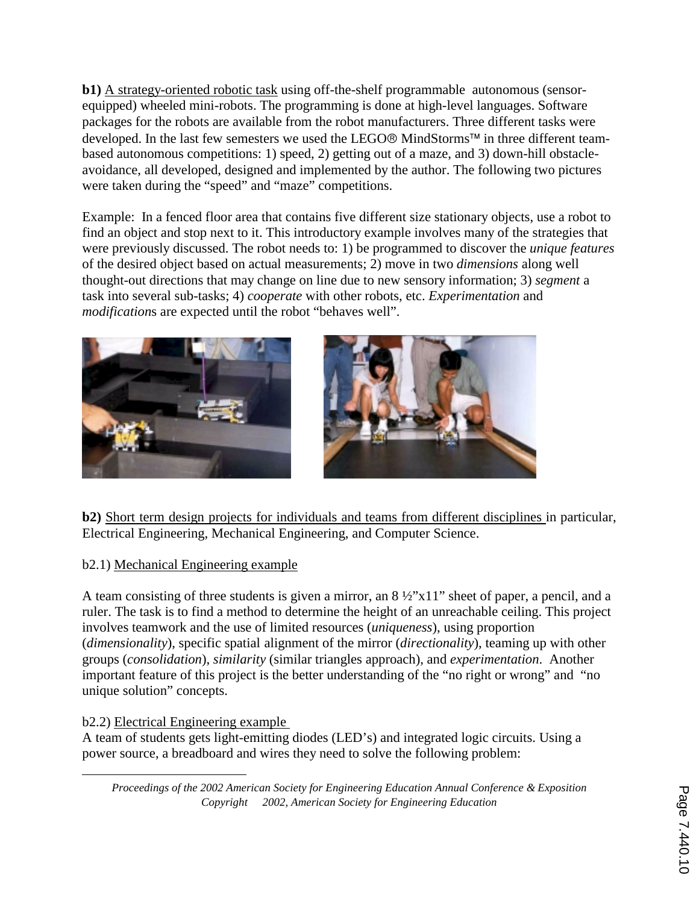**b1)** A strategy-oriented robotic task using off-the-shelf programmable autonomous (sensor-equipped) wheeled mini-robots. The programming is done at high-level languages. Software packages for the robots are available from the robot manufacturers. Three different tasks were developed. In the last few semesters we used the LEGO® MindStorms™ in three different team-based autonomous competitions: 1) speed, 2) getting out of a maze, and 3) down-hill obstacle-avoidance, all developed, designed and implemented by the author. The following two pictures were taken during the "speed" and "maze" competitions.

Example: In a fenced floor area that contains five different size stationary objects, use a robot to find an object and stop next to it. This introductory example involves many of the strategies that were previously discussed. The robot needs to: 1) be programmed to discover the *unique features* of the desired object based on actual measurements; 2) move in two *dimensions* along well thought-out directions that may change on line due to new sensory information; 3) *segment* a task into several sub-tasks; 4) *cooperate* with other robots, etc. *Experimentation* and *modification*s are expected until the robot "behaves well".

**b2)** Short term design projects for individuals and teams from different disciplines in particular, Electrical Engineering, Mechanical Engineering, and Computer Science.

b2.1) Mechanical Engineering example

A team consisting of three students is given a mirror, an 8 ½"x11" sheet of paper, a pencil, and a ruler. The task is to find a method to determine the height of an unreachable ceiling. This project involves teamwork and the use of limited resources (*uniqueness*), using proportion (*dimensionality*), specific spatial alignment of the mirror (*directionality*), teaming up with other groups (*consolidation*), *similarity* (similar triangles approach), and *experimentation*. Another important feature of this project is the better understanding of the "no right or wrong" and "no unique solution" concepts.

b2.2) Electrical Engineering example

A team of students gets light-emitting diodes (LED's) and integrated logic circuits. Using a power source, a breadboard and wires they need to solve the following problem: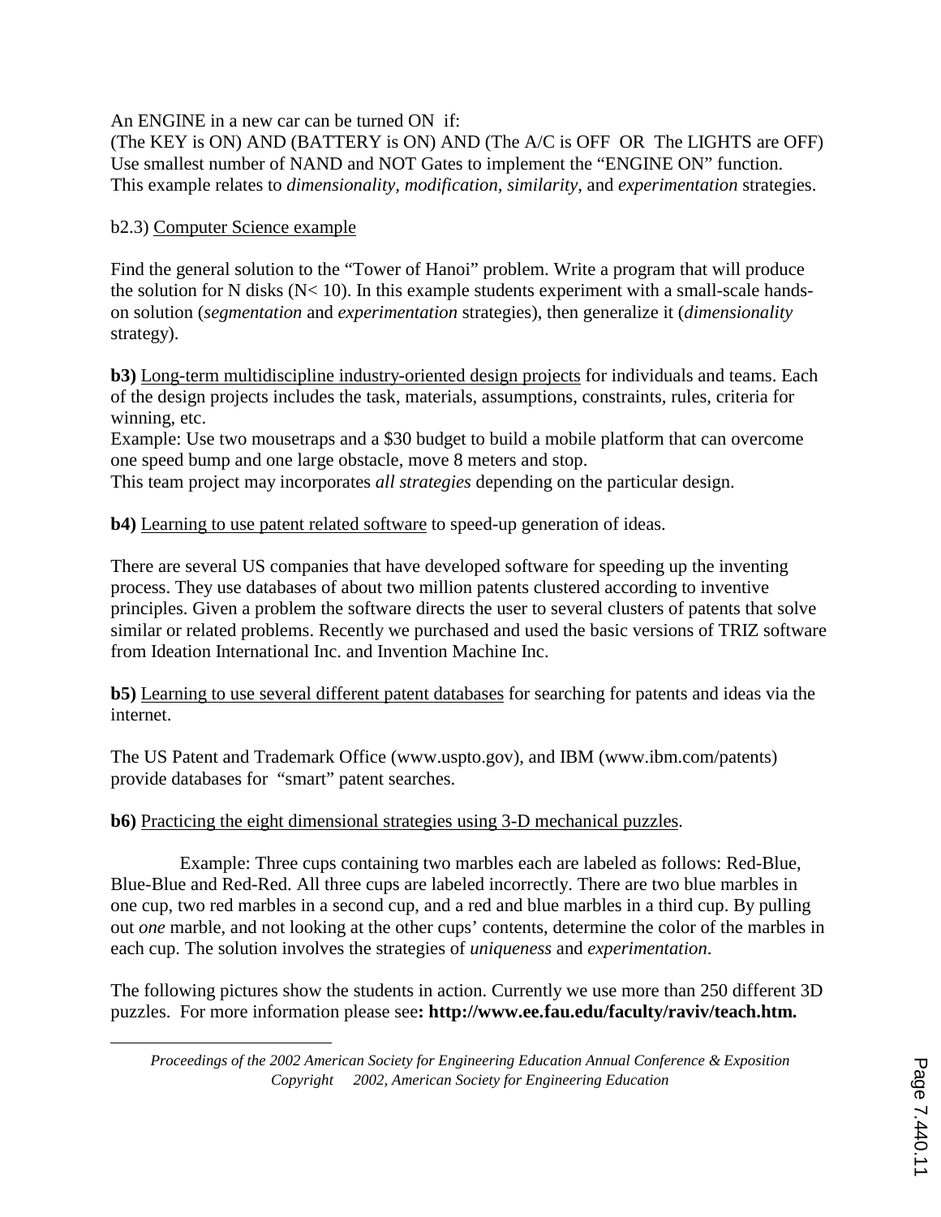An ENGINE in a new car can be turned ON if:
(The KEY is ON) AND (BATTERY is ON) AND (The A/C is OFF OR The LIGHTS are OFF)
Use smallest number of NAND and NOT Gates to implement the "ENGINE ON" function.
This example relates to *dimensionality, modification, similarity,* and *experimentation* strategies.

b2.3) Computer Science example

Find the general solution to the "Tower of Hanoi" problem. Write a program that will produce the solution for N disks (N< 10). In this example students experiment with a small-scale hands-on solution (*segmentation* and *experimentation* strategies), then generalize it (*dimensionality* strategy).

**b3)** Long-term multidiscipline industry-oriented design projects for individuals and teams. Each of the design projects includes the task, materials, assumptions, constraints, rules, criteria for winning, etc.
Example: Use two mousetraps and a $30 budget to build a mobile platform that can overcome one speed bump and one large obstacle, move 8 meters and stop.
This team project may incorporates *all strategies* depending on the particular design.

**b4)** Learning to use patent related software to speed-up generation of ideas.

There are several US companies that have developed software for speeding up the inventing process. They use databases of about two million patents clustered according to inventive principles. Given a problem the software directs the user to several clusters of patents that solve similar or related problems. Recently we purchased and used the basic versions of TRIZ software from Ideation International Inc. and Invention Machine Inc.

**b5)** Learning to use several different patent databases for searching for patents and ideas via the internet.

The US Patent and Trademark Office (www.uspto.gov), and IBM (www.ibm.com/patents) provide databases for "smart" patent searches.

**b6)** Practicing the eight dimensional strategies using 3-D mechanical puzzles.

Example: Three cups containing two marbles each are labeled as follows: Red-Blue, Blue-Blue and Red-Red. All three cups are labeled incorrectly. There are two blue marbles in one cup, two red marbles in a second cup, and a red and blue marbles in a third cup. By pulling out *one* marble, and not looking at the other cups' contents, determine the color of the marbles in each cup. The solution involves the strategies of *uniqueness* and *experimentation*.

The following pictures show the students in action. Currently we use more than 250 different 3D puzzles. For more information please see**: http://www.ee.fau.edu/faculty/raviv/teach.htm.**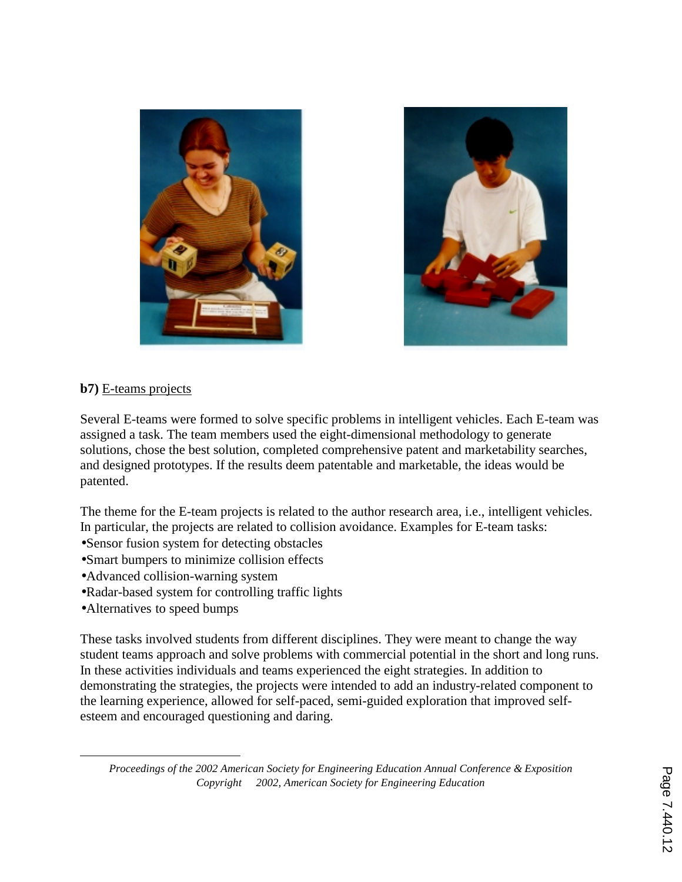**b7)** E-teams projects

Several E-teams were formed to solve specific problems in intelligent vehicles. Each E-team was assigned a task. The team members used the eight-dimensional methodology to generate solutions, chose the best solution, completed comprehensive patent and marketability searches, and designed prototypes. If the results deem patentable and marketable, the ideas would be patented.

The theme for the E-team projects is related to the author research area, i.e., intelligent vehicles. In particular, the projects are related to collision avoidance. Examples for E-team tasks:

- Sensor fusion system for detecting obstacles
- Smart bumpers to minimize collision effects
- Advanced collision-warning system
- Radar-based system for controlling traffic lights
- Alternatives to speed bumps

These tasks involved students from different disciplines. They were meant to change the way student teams approach and solve problems with commercial potential in the short and long runs. In these activities individuals and teams experienced the eight strategies. In addition to demonstrating the strategies, the projects were intended to add an industry-related component to the learning experience, allowed for self-paced, semi-guided exploration that improved self-esteem and encouraged questioning and daring.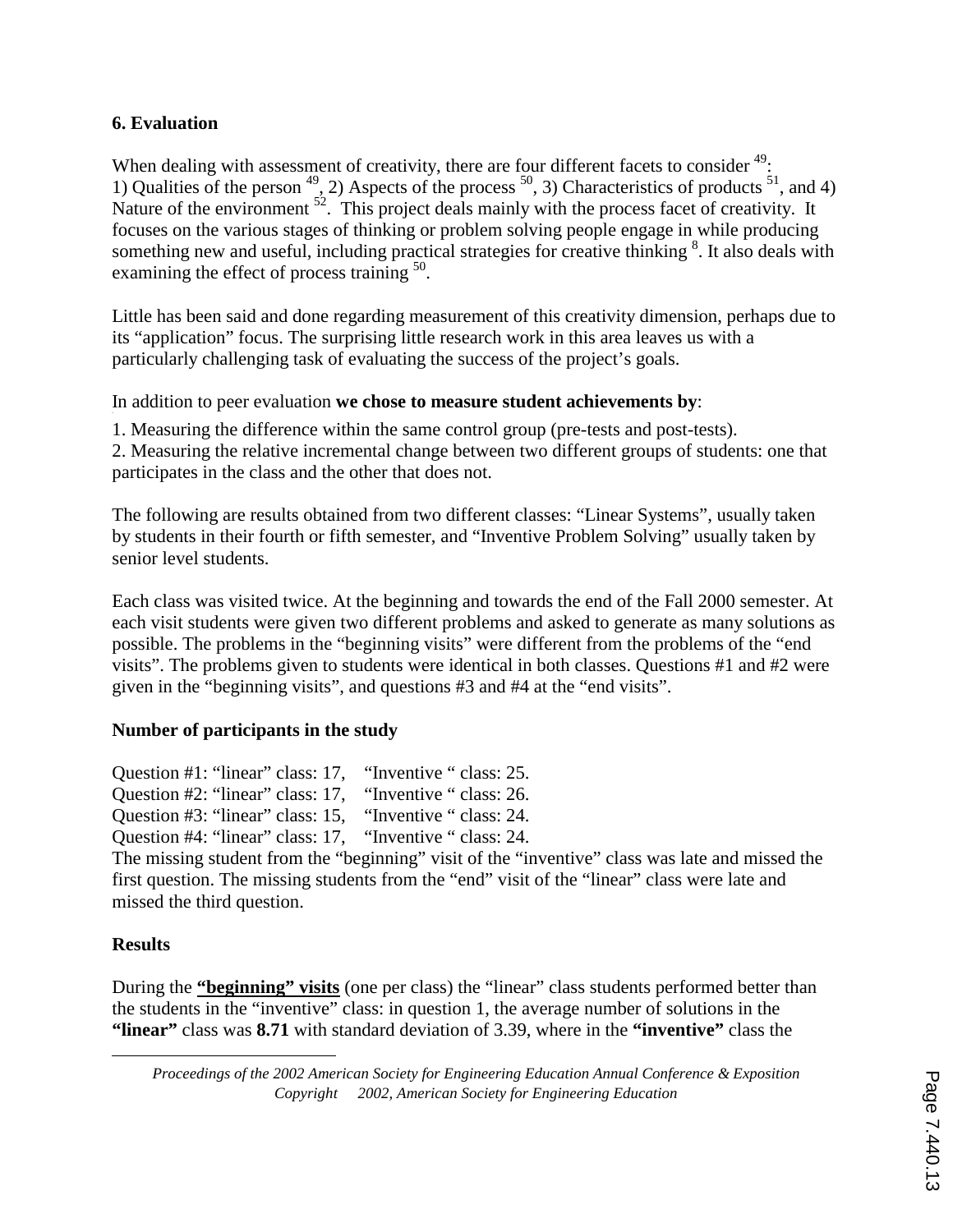### 6. Evaluation

When dealing with assessment of creativity, there are four different facets to consider [49]:
1) Qualities of the person [49], 2) Aspects of the process [50], 3) Characteristics of products [51], and 4) Nature of the environment [52]. This project deals mainly with the process facet of creativity. It focuses on the various stages of thinking or problem solving people engage in while producing something new and useful, including practical strategies for creative thinking [8]. It also deals with examining the effect of process training [50].

Little has been said and done regarding measurement of this creativity dimension, perhaps due to its "application" focus. The surprising little research work in this area leaves us with a particularly challenging task of evaluating the success of the project's goals.

In addition to peer evaluation **we chose to measure student achievements by**:

1. Measuring the difference within the same control group (pre-tests and post-tests).
2. Measuring the relative incremental change between two different groups of students: one that participates in the class and the other that does not.

The following are results obtained from two different classes: "Linear Systems", usually taken by students in their fourth or fifth semester, and "Inventive Problem Solving" usually taken by senior level students.

Each class was visited twice. At the beginning and towards the end of the Fall 2000 semester. At each visit students were given two different problems and asked to generate as many solutions as possible. The problems in the "beginning visits" were different from the problems of the "end visits". The problems given to students were identical in both classes. Questions #1 and #2 were given in the "beginning visits", and questions #3 and #4 at the "end visits".

**Number of participants in the study**

Question #1: "linear" class: 17, "Inventive " class: 25.
Question #2: "linear" class: 17, "Inventive " class: 26.
Question #3: "linear" class: 15, "Inventive " class: 24.
Question #4: "linear" class: 17, "Inventive " class: 24.
The missing student from the "beginning" visit of the "inventive" class was late and missed the first question. The missing students from the "end" visit of the "linear" class were late and missed the third question.

**Results**

During the **"beginning" visits** (one per class) the "linear" class students performed better than the students in the "inventive" class: in question 1, the average number of solutions in the **"linear"** class was **8.71** with standard deviation of 3.39, where in the **"inventive"** class the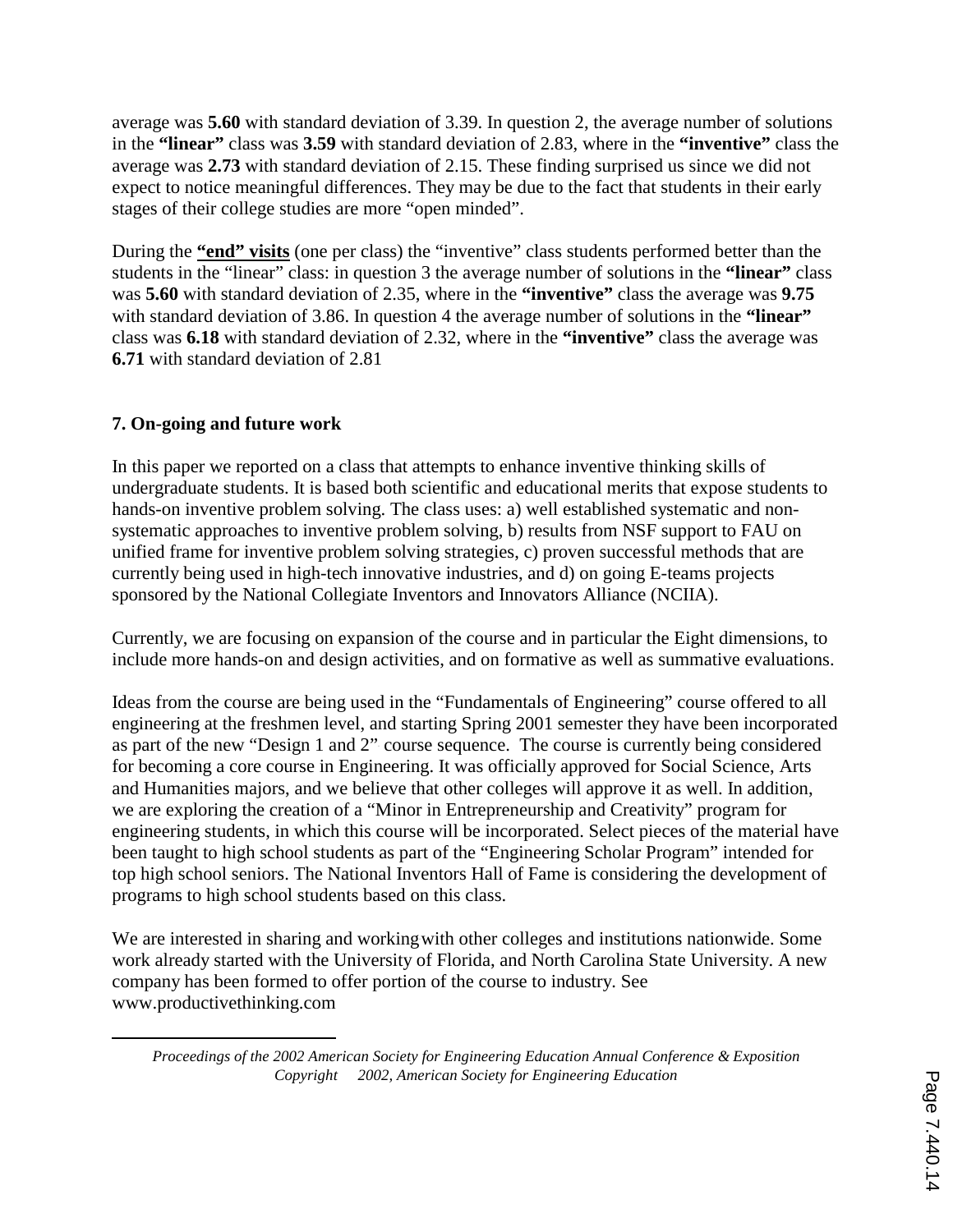average was **5.60** with standard deviation of 3.39. In question 2, the average number of solutions in the **"linear"** class was **3.59** with standard deviation of 2.83, where in the **"inventive"** class the average was **2.73** with standard deviation of 2.15. These finding surprised us since we did not expect to notice meaningful differences. They may be due to the fact that students in their early stages of their college studies are more "open minded".

During the **"end" visits** (one per class) the "inventive" class students performed better than the students in the "linear" class: in question 3 the average number of solutions in the **"linear"** class was **5.60** with standard deviation of 2.35, where in the **"inventive"** class the average was **9.75** with standard deviation of 3.86. In question 4 the average number of solutions in the **"linear"** class was **6.18** with standard deviation of 2.32, where in the **"inventive"** class the average was **6.71** with standard deviation of 2.81

## 7. On-going and future work

In this paper we reported on a class that attempts to enhance inventive thinking skills of undergraduate students. It is based both scientific and educational merits that expose students to hands-on inventive problem solving. The class uses: a) well established systematic and non-systematic approaches to inventive problem solving, b) results from NSF support to FAU on unified frame for inventive problem solving strategies, c) proven successful methods that are currently being used in high-tech innovative industries, and d) on going E-teams projects sponsored by the National Collegiate Inventors and Innovators Alliance (NCIIA).

Currently, we are focusing on expansion of the course and in particular the Eight dimensions, to include more hands-on and design activities, and on formative as well as summative evaluations.

Ideas from the course are being used in the "Fundamentals of Engineering" course offered to all engineering at the freshmen level, and starting Spring 2001 semester they have been incorporated as part of the new "Design 1 and 2" course sequence. The course is currently being considered for becoming a core course in Engineering. It was officially approved for Social Science, Arts and Humanities majors, and we believe that other colleges will approve it as well. In addition, we are exploring the creation of a "Minor in Entrepreneurship and Creativity" program for engineering students, in which this course will be incorporated. Select pieces of the material have been taught to high school students as part of the "Engineering Scholar Program" intended for top high school seniors. The National Inventors Hall of Fame is considering the development of programs to high school students based on this class.

We are interested in sharing and working with other colleges and institutions nationwide. Some work already started with the University of Florida, and North Carolina State University. A new company has been formed to offer portion of the course to industry. See www.productivethinking.com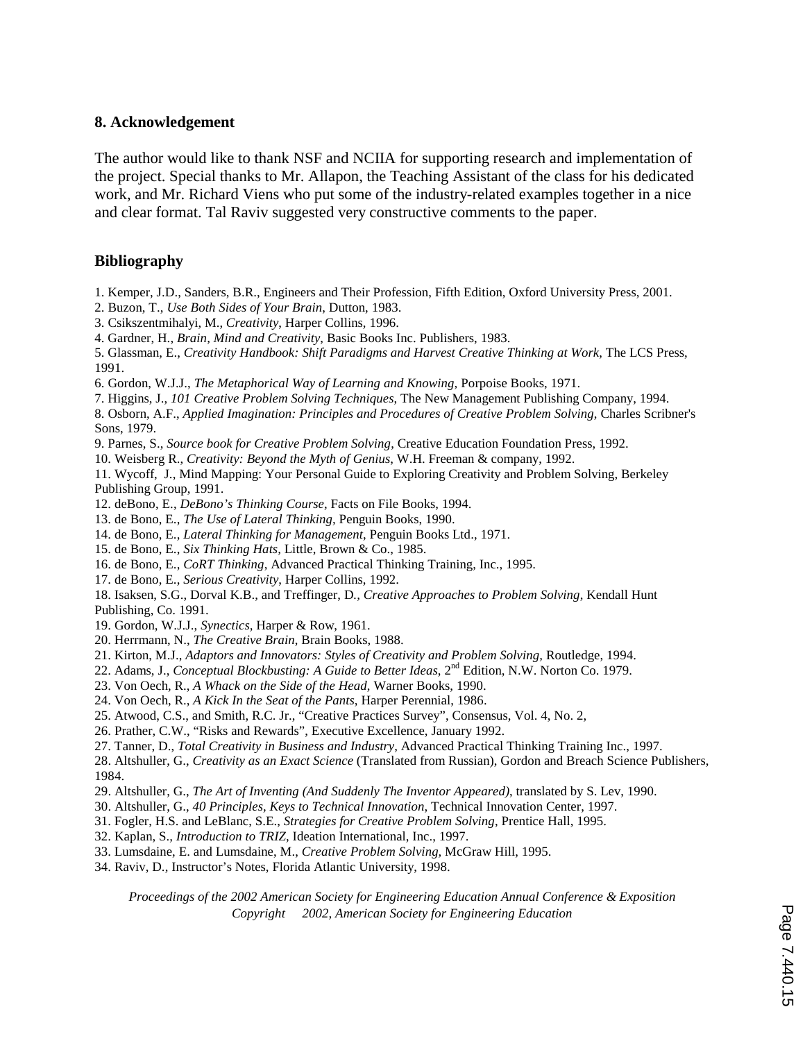## 8. Acknowledgement

The author would like to thank NSF and NCIIA for supporting research and implementation of the project. Special thanks to Mr. Allapon, the Teaching Assistant of the class for his dedicated work, and Mr. Richard Viens who put some of the industry-related examples together in a nice and clear format. Tal Raviv suggested very constructive comments to the paper.

## Bibliography

1. Kemper, J.D., Sanders, B.R., Engineers and Their Profession, Fifth Edition, Oxford University Press, 2001.
2. Buzon, T., *Use Both Sides of Your Brain*, Dutton, 1983.
3. Csikszentmihalyi, M., *Creativity*, Harper Collins, 1996.
4. Gardner, H., *Brain, Mind and Creativity*, Basic Books Inc. Publishers, 1983.
5. Glassman, E., *Creativity Handbook: Shift Paradigms and Harvest Creative Thinking at Work*, The LCS Press, 1991.
6. Gordon, W.J.J., *The Metaphorical Way of Learning and Knowing*, Porpoise Books, 1971.
7. Higgins, J., *101 Creative Problem Solving Techniques*, The New Management Publishing Company, 1994.
8. Osborn, A.F., *Applied Imagination: Principles and Procedures of Creative Problem Solving*, Charles Scribner's Sons, 1979.
9. Parnes, S., *Source book for Creative Problem Solving*, Creative Education Foundation Press, 1992.
10. Weisberg R., *Creativity: Beyond the Myth of Genius*, W.H. Freeman & company, 1992.
11. Wycoff, J., Mind Mapping: Your Personal Guide to Exploring Creativity and Problem Solving, Berkeley Publishing Group, 1991.
12. deBono, E., *DeBono's Thinking Course*, Facts on File Books, 1994.
13. de Bono, E., *The Use of Lateral Thinking*, Penguin Books, 1990.
14. de Bono, E., *Lateral Thinking for Management*, Penguin Books Ltd., 1971.
15. de Bono, E., *Six Thinking Hats*, Little, Brown & Co., 1985.
16. de Bono, E., *CoRT Thinking*, Advanced Practical Thinking Training, Inc., 1995.
17. de Bono, E., *Serious Creativity*, Harper Collins, 1992.
18. Isaksen, S.G., Dorval K.B., and Treffinger, D., *Creative Approaches to Problem Solving*, Kendall Hunt Publishing, Co. 1991.
19. Gordon, W.J.J., *Synectics*, Harper & Row, 1961.
20. Herrmann, N., *The Creative Brain*, Brain Books, 1988.
21. Kirton, M.J., *Adaptors and Innovators: Styles of Creativity and Problem Solving*, Routledge, 1994.
22. Adams, J., *Conceptual Blockbusting: A Guide to Better Ideas*, 2nd Edition, N.W. Norton Co. 1979.
23. Von Oech, R., *A Whack on the Side of the Head*, Warner Books, 1990.
24. Von Oech, R., *A Kick In the Seat of the Pants*, Harper Perennial, 1986.
25. Atwood, C.S., and Smith, R.C. Jr., "Creative Practices Survey", Consensus, Vol. 4, No. 2,
26. Prather, C.W., "Risks and Rewards", Executive Excellence, January 1992.
27. Tanner, D., *Total Creativity in Business and Industry*, Advanced Practical Thinking Training Inc., 1997.
28. Altshuller, G., *Creativity as an Exact Science* (Translated from Russian), Gordon and Breach Science Publishers, 1984.
29. Altshuller, G., *The Art of Inventing (And Suddenly The Inventor Appeared)*, translated by S. Lev, 1990.
30. Altshuller, G., *40 Principles, Keys to Technical Innovation*, Technical Innovation Center, 1997.
31. Fogler, H.S. and LeBlanc, S.E., *Strategies for Creative Problem Solving*, Prentice Hall, 1995.
32. Kaplan, S., *Introduction to TRIZ*, Ideation International, Inc., 1997.
33. Lumsdaine, E. and Lumsdaine, M., *Creative Problem Solving*, McGraw Hill, 1995.
34. Raviv, D., Instructor's Notes, Florida Atlantic University, 1998.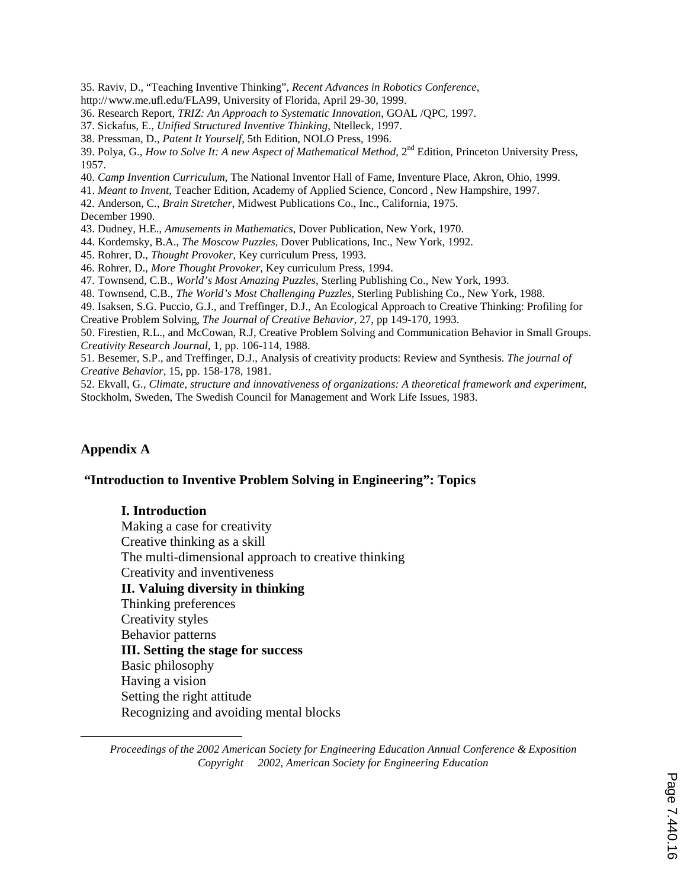35. Raviv, D., "Teaching Inventive Thinking", *Recent Advances in Robotics Conference*, http:// www.me.ufl.edu/FLA99, University of Florida, April 29-30, 1999.

36. Research Report, *TRIZ: An Approach to Systematic Innovation*, GOAL /QPC, 1997.

37. Sickafus, E., *Unified Structured Inventive Thinking*, Ntelleck, 1997.

38. Pressman, D., *Patent It Yourself*, 5th Edition, NOLO Press, 1996.

39. Polya, G., *How to Solve It: A new Aspect of Mathematical Method*, 2nd Edition, Princeton University Press, 1957.

40. *Camp Invention Curriculum*, The National Inventor Hall of Fame, Inventure Place, Akron, Ohio, 1999.

41. *Meant to Invent*, Teacher Edition, Academy of Applied Science, Concord , New Hampshire, 1997.

42. Anderson, C., *Brain Stretcher*, Midwest Publications Co., Inc., California, 1975. December 1990.

43. Dudney, H.E., *Amusements in Mathematics*, Dover Publication, New York, 1970.

44. Kordemsky, B.A., *The Moscow Puzzles*, Dover Publications, Inc., New York, 1992.

45. Rohrer, D., *Thought Provoker*, Key curriculum Press, 1993.

46. Rohrer, D., *More Thought Provoker*, Key curriculum Press, 1994.

47. Townsend, C.B., *World's Most Amazing Puzzles*, Sterling Publishing Co., New York, 1993.

48. Townsend, C.B., *The World's Most Challenging Puzzles*, Sterling Publishing Co., New York, 1988.

49. Isaksen, S.G. Puccio, G.J., and Treffinger, D.J., An Ecological Approach to Creative Thinking: Profiling for Creative Problem Solving, *The Journal of Creative Behavior*, 27, pp 149-170, 1993.

50. Firestien, R.L., and McCowan, R.J, Creative Problem Solving and Communication Behavior in Small Groups. *Creativity Research Journal*, 1, pp. 106-114, 1988.

51. Besemer, S.P., and Treffinger, D.J., Analysis of creativity products: Review and Synthesis. *The journal of Creative Behavior*, 15, pp. 158-178, 1981.

52. Ekvall, G*., Climate, structure and innovativeness of organizations: A theoretical framework and experiment*, Stockholm, Sweden, The Swedish Council for Management and Work Life Issues, 1983.

## Appendix A

### "Introduction to Inventive Problem Solving in Engineering": Topics

**I. Introduction**

Making a case for creativity
Creative thinking as a skill
The multi-dimensional approach to creative thinking
Creativity and inventiveness

**II. Valuing diversity in thinking**

Thinking preferences
Creativity styles
Behavior patterns

**III. Setting the stage for success**

Basic philosophy
Having a vision
Setting the right attitude
Recognizing and avoiding mental blocks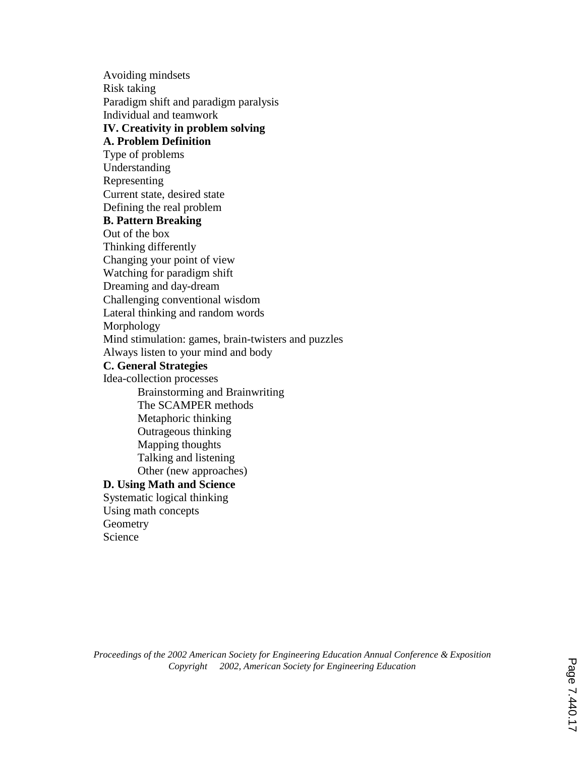Avoiding mindsets
Risk taking
Paradigm shift and paradigm paralysis
Individual and teamwork

**IV. Creativity in problem solving**

**A. Problem Definition**

Type of problems
Understanding
Representing
Current state, desired state
Defining the real problem

**B. Pattern Breaking**

Out of the box
Thinking differently
Changing your point of view
Watching for paradigm shift
Dreaming and day-dream
Challenging conventional wisdom
Lateral thinking and random words
Morphology
Mind stimulation: games, brain-twisters and puzzles
Always listen to your mind and body

**C. General Strategies**

Idea-collection processes

- Brainstorming and Brainwriting
- The SCAMPER methods
- Metaphoric thinking
- Outrageous thinking
- Mapping thoughts
- Talking and listening
- Other (new approaches)

**D. Using Math and Science**

Systematic logical thinking
Using math concepts
Geometry
Science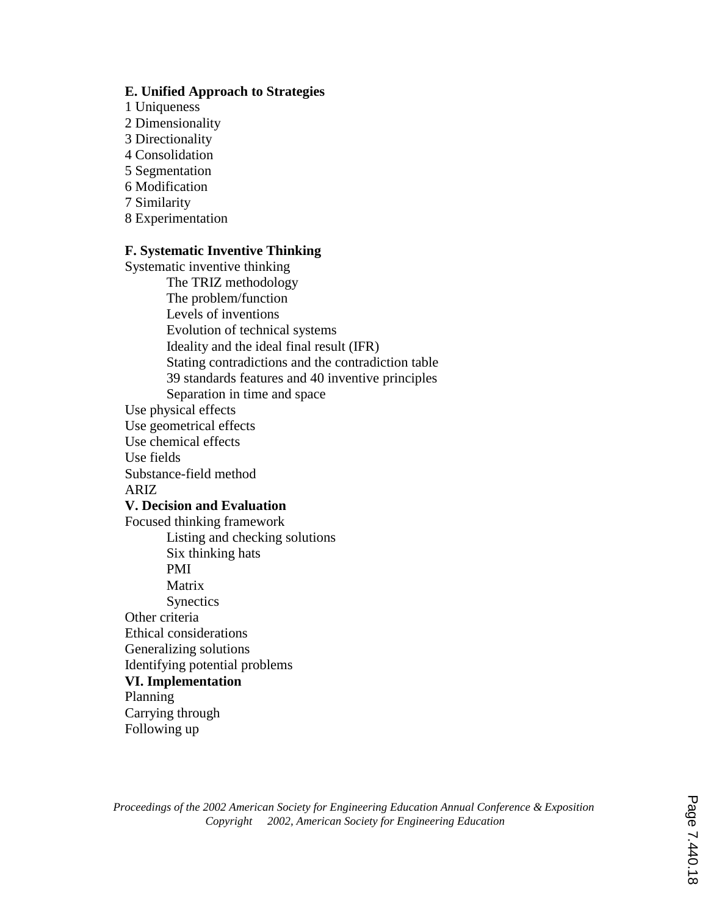**E. Unified Approach to Strategies**

1 Uniqueness
2 Dimensionality
3 Directionality
4 Consolidation
5 Segmentation
6 Modification
7 Similarity
8 Experimentation

**F. Systematic Inventive Thinking**

Systematic inventive thinking

- The TRIZ methodology
- The problem/function
- Levels of inventions
- Evolution of technical systems
- Ideality and the ideal final result (IFR)
- Stating contradictions and the contradiction table
- 39 standards features and 40 inventive principles
- Separation in time and space

Use physical effects
Use geometrical effects
Use chemical effects
Use fields
Substance-field method
ARIZ

**V. Decision and Evaluation**

Focused thinking framework

- Listing and checking solutions
- Six thinking hats
- PMI
- Matrix
- Synectics

Other criteria
Ethical considerations
Generalizing solutions
Identifying potential problems

**VI. Implementation**

Planning
Carrying through
Following up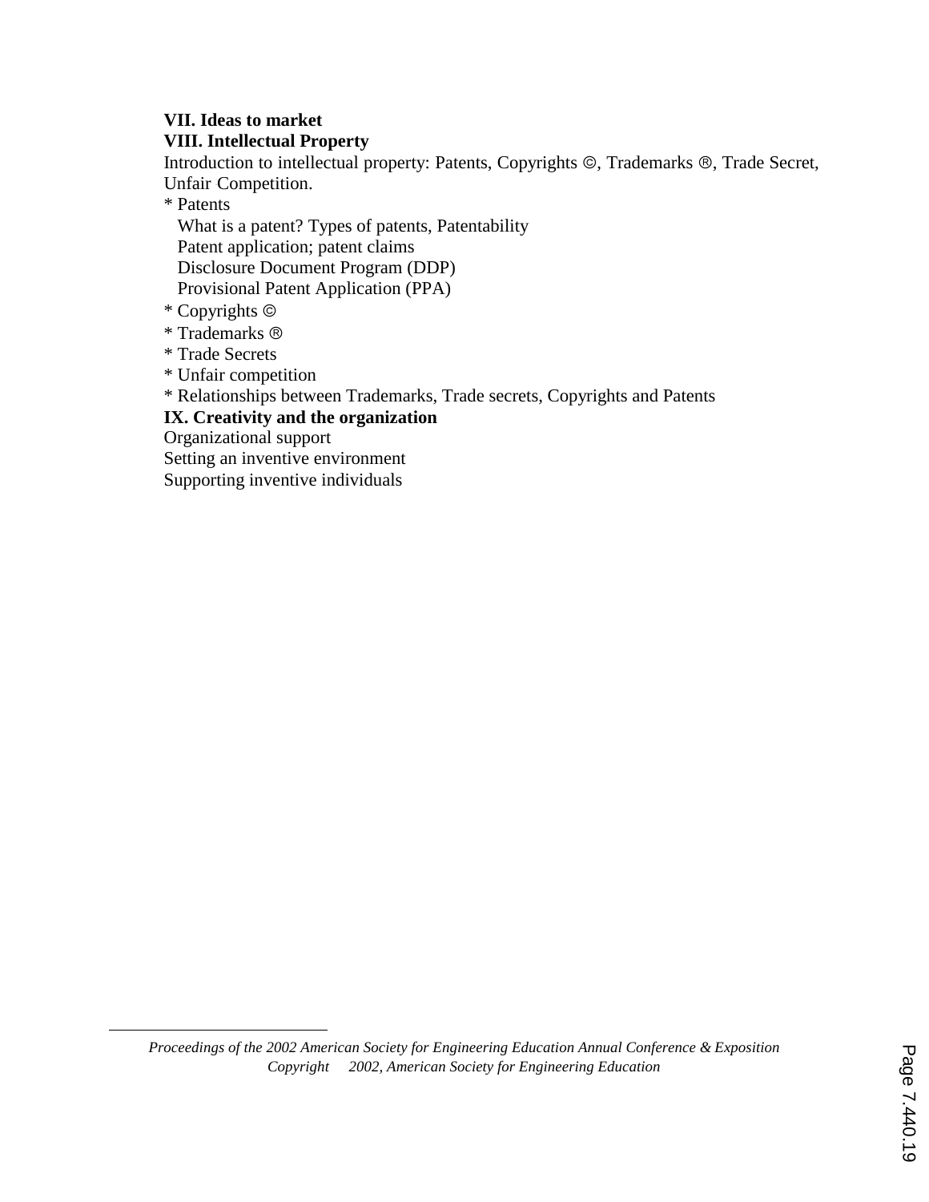**VII. Ideas to market**

**VIII. Intellectual Property**

Introduction to intellectual property: Patents, Copyrights ©, Trademarks ®, Trade Secret, Unfair Competition.

* Patents
  What is a patent? Types of patents, Patentability
  Patent application; patent claims
  Disclosure Document Program (DDP)
  Provisional Patent Application (PPA)
* Copyrights ©
* Trademarks ®
* Trade Secrets
* Unfair competition
* Relationships between Trademarks, Trade secrets, Copyrights and Patents

**IX. Creativity and the organization**

Organizational support
Setting an inventive environment
Supporting inventive individuals